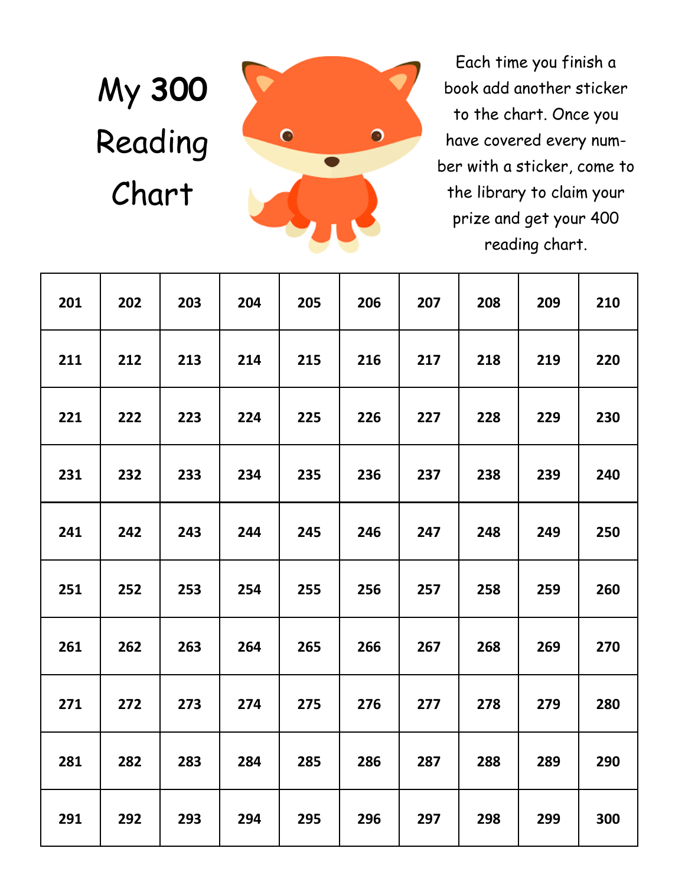# My 300 Reading Chart

Each time you finish a book add another sticker to the chart. Once you have covered every number with a sticker, come to the library to claim your prize and get your 400 reading chart.

| 201 | 202 | 203 | 204 | 205 | 206 | 207 | 208 | 209 | 210 |
|---|---|---|---|---|---|---|---|---|---|
| 211 | 212 | 213 | 214 | 215 | 216 | 217 | 218 | 219 | 220 |
| 221 | 222 | 223 | 224 | 225 | 226 | 227 | 228 | 229 | 230 |
| 231 | 232 | 233 | 234 | 235 | 236 | 237 | 238 | 239 | 240 |
| 241 | 242 | 243 | 244 | 245 | 246 | 247 | 248 | 249 | 250 |
| 251 | 252 | 253 | 254 | 255 | 256 | 257 | 258 | 259 | 260 |
| 261 | 262 | 263 | 264 | 265 | 266 | 267 | 268 | 269 | 270 |
| 271 | 272 | 273 | 274 | 275 | 276 | 277 | 278 | 279 | 280 |
| 281 | 282 | 283 | 284 | 285 | 286 | 287 | 288 | 289 | 290 |
| 291 | 292 | 293 | 294 | 295 | 296 | 297 | 298 | 299 | 300 |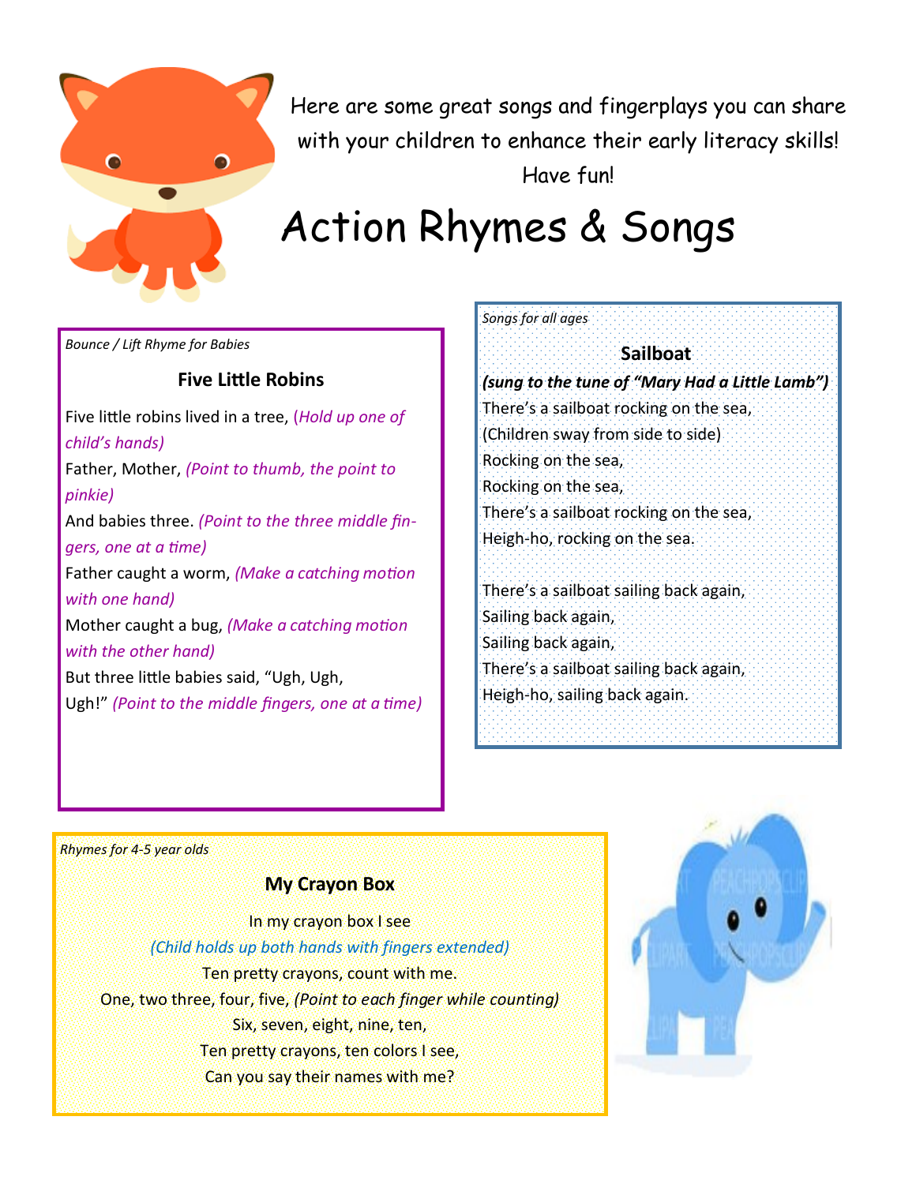Here are some great songs and fingerplays you can share with your children to enhance their early literacy skills! Have fun!

# Action Rhymes & Songs

*Bounce / Lift Rhyme for Babies*

## Five Little Robins

Five little robins lived in a tree, *(Hold up one of child's hands)*
Father, Mother, *(Point to thumb, the point to pinkie)*
And babies three. *(Point to the three middle fingers, one at a time)*
Father caught a worm, *(Make a catching motion with one hand)*
Mother caught a bug, *(Make a catching motion with the other hand)*
But three little babies said, "Ugh, Ugh, Ugh!" *(Point to the middle fingers, one at a time)*

*Songs for all ages*

## Sailboat

***(sung to the tune of "Mary Had a Little Lamb")***

There's a sailboat rocking on the sea,
(Children sway from side to side)
Rocking on the sea,
Rocking on the sea,
There's a sailboat rocking on the sea,
Heigh-ho, rocking on the sea.

There's a sailboat sailing back again,
Sailing back again,
Sailing back again,
There's a sailboat sailing back again,
Heigh-ho, sailing back again.

*Rhymes for 4-5 year olds*

## My Crayon Box

In my crayon box I see
*(Child holds up both hands with fingers extended)*
Ten pretty crayons, count with me.
One, two three, four, five, *(Point to each finger while counting)*
Six, seven, eight, nine, ten,
Ten pretty crayons, ten colors I see,
Can you say their names with me?